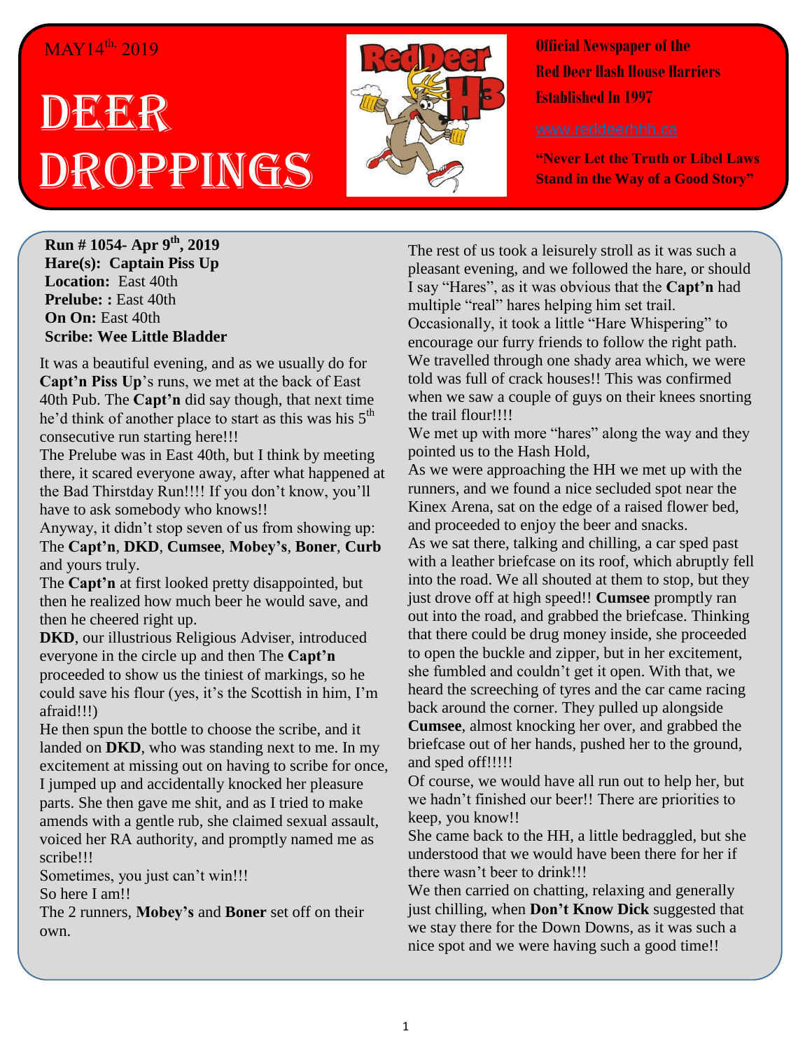MAY14[th], 2019

# DEER DROPPINGS

**Official Newspaper of the Red Deer Hash House Harriers Established In 1997**

www.reddeerhhh.ca

**"Never Let the Truth or Libel Laws Stand in the Way of a Good Story"**

**Run # 1054- Apr 9[th], 2019**
**Hare(s): Captain Piss Up**
**Location:** East 40th
**Prelube: :** East 40th
**On On:** East 40th
**Scribe: Wee Little Bladder**

It was a beautiful evening, and as we usually do for **Capt'n Piss Up**'s runs, we met at the back of East 40th Pub. The **Capt'n** did say though, that next time he'd think of another place to start as this was his 5[th] consecutive run starting here!!!

The Prelube was in East 40th, but I think by meeting there, it scared everyone away, after what happened at the Bad Thirstday Run!!!! If you don't know, you'll have to ask somebody who knows!!

Anyway, it didn't stop seven of us from showing up: The **Capt'n**, **DKD**, **Cumsee**, **Mobey's**, **Boner**, **Curb** and yours truly.

The **Capt'n** at first looked pretty disappointed, but then he realized how much beer he would save, and then he cheered right up.

**DKD**, our illustrious Religious Adviser, introduced everyone in the circle up and then The **Capt'n** proceeded to show us the tiniest of markings, so he could save his flour (yes, it's the Scottish in him, I'm afraid!!!)

He then spun the bottle to choose the scribe, and it landed on **DKD**, who was standing next to me. In my excitement at missing out on having to scribe for once, I jumped up and accidentally knocked her pleasure parts. She then gave me shit, and as I tried to make amends with a gentle rub, she claimed sexual assault, voiced her RA authority, and promptly named me as scribe!!!

Sometimes, you just can't win!!!

So here I am!!

The 2 runners, **Mobey's** and **Boner** set off on their own.

The rest of us took a leisurely stroll as it was such a pleasant evening, and we followed the hare, or should I say "Hares", as it was obvious that the **Capt'n** had multiple "real" hares helping him set trail.

Occasionally, it took a little "Hare Whispering" to encourage our furry friends to follow the right path.

We travelled through one shady area which, we were told was full of crack houses!! This was confirmed when we saw a couple of guys on their knees snorting the trail flour!!!!

We met up with more "hares" along the way and they pointed us to the Hash Hold,

As we were approaching the HH we met up with the runners, and we found a nice secluded spot near the Kinex Arena, sat on the edge of a raised flower bed, and proceeded to enjoy the beer and snacks.

As we sat there, talking and chilling, a car sped past with a leather briefcase on its roof, which abruptly fell into the road. We all shouted at them to stop, but they just drove off at high speed!! **Cumsee** promptly ran out into the road, and grabbed the briefcase. Thinking that there could be drug money inside, she proceeded to open the buckle and zipper, but in her excitement, she fumbled and couldn't get it open. With that, we heard the screeching of tyres and the car came racing back around the corner. They pulled up alongside **Cumsee**, almost knocking her over, and grabbed the briefcase out of her hands, pushed her to the ground, and sped off!!!!!

Of course, we would have all run out to help her, but we hadn't finished our beer!! There are priorities to keep, you know!!

She came back to the HH, a little bedraggled, but she understood that we would have been there for her if there wasn't beer to drink!!!

We then carried on chatting, relaxing and generally just chilling, when **Don't Know Dick** suggested that we stay there for the Down Downs, as it was such a nice spot and we were having such a good time!!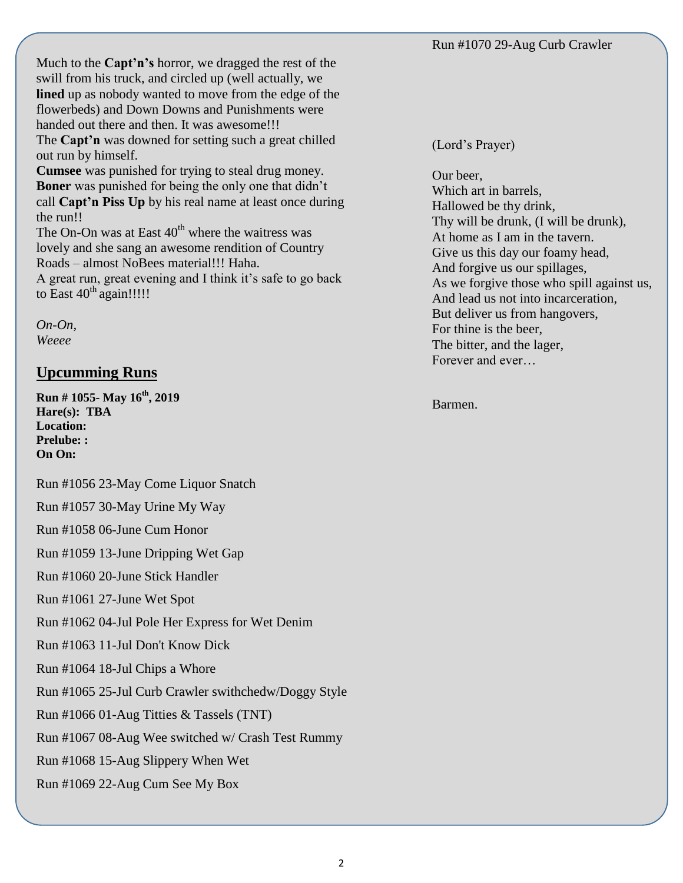Much to the **Capt'n's** horror, we dragged the rest of the swill from his truck, and circled up (well actually, we **lined** up as nobody wanted to move from the edge of the flowerbeds) and Down Downs and Punishments were handed out there and then. It was awesome!!!

The **Capt'n** was downed for setting such a great chilled out run by himself.

**Cumsee** was punished for trying to steal drug money.

**Boner** was punished for being the only one that didn't call **Capt'n Piss Up** by his real name at least once during the run!!

The On-On was at East 40th where the waitress was lovely and she sang an awesome rendition of Country Roads – almost NoBees material!!! Haha.

A great run, great evening and I think it's safe to go back to East 40th again!!!!!

*On-On,*
*Weeee*

## Upcumming Runs

**Run # 1055- May 16th, 2019**
**Hare(s): TBA**
**Location:**
**Prelube: :**
**On On:**

Run #1056 23-May Come Liquor Snatch

Run #1057 30-May Urine My Way

Run #1058 06-June Cum Honor

Run #1059 13-June Dripping Wet Gap

Run #1060 20-June Stick Handler

Run #1061 27-June Wet Spot

Run #1062 04-Jul Pole Her Express for Wet Denim

Run #1063 11-Jul Don't Know Dick

Run #1064 18-Jul Chips a Whore

Run #1065 25-Jul Curb Crawler swithchedw/Doggy Style

Run #1066 01-Aug Titties & Tassels (TNT)

Run #1067 08-Aug Wee switched w/ Crash Test Rummy

Run #1068 15-Aug Slippery When Wet

Run #1069 22-Aug Cum See My Box

Run #1070 29-Aug Curb Crawler

(Lord's Prayer)

Our beer,
Which art in barrels,
Hallowed be thy drink,
Thy will be drunk, (I will be drunk),
At home as I am in the tavern.
Give us this day our foamy head,
And forgive us our spillages,
As we forgive those who spill against us,
And lead us not into incarceration,
But deliver us from hangovers,
For thine is the beer,
The bitter, and the lager,
Forever and ever…

Barmen.